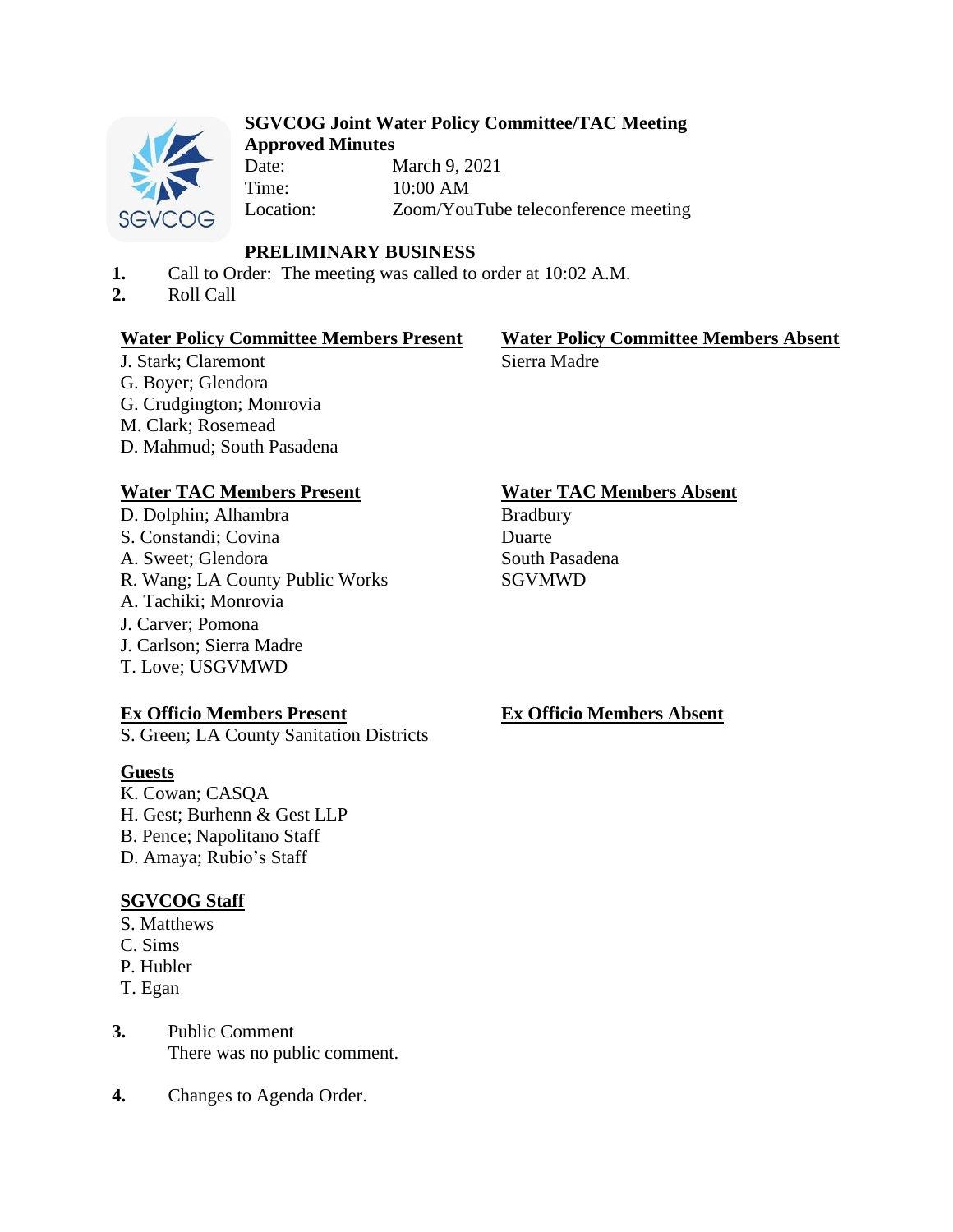**SGVCOG Joint Water Policy Committee/TAC Meeting**
**Approved Minutes**

Date: March 9, 2021
Time: 10:00 AM
Location: Zoom/YouTube teleconference meeting

**PRELIMINARY BUSINESS**

1. Call to Order: The meeting was called to order at 10:02 A.M.
2. Roll Call

**Water Policy Committee Members Present**
J. Stark; Claremont
G. Boyer; Glendora
G. Crudgington; Monrovia
M. Clark; Rosemead
D. Mahmud; South Pasadena

**Water Policy Committee Members Absent**
Sierra Madre

**Water TAC Members Present**
D. Dolphin; Alhambra
S. Constandi; Covina
A. Sweet; Glendora
R. Wang; LA County Public Works
A. Tachiki; Monrovia
J. Carver; Pomona
J. Carlson; Sierra Madre
T. Love; USGVMWD

**Water TAC Members Absent**
Bradbury
Duarte
South Pasadena
SGVMWD

**Ex Officio Members Present**
S. Green; LA County Sanitation Districts

**Ex Officio Members Absent**

**Guests**
K. Cowan; CASQA
H. Gest; Burhenn & Gest LLP
B. Pence; Napolitano Staff
D. Amaya; Rubio's Staff

**SGVCOG Staff**
S. Matthews
C. Sims
P. Hubler
T. Egan

3. Public Comment
   There was no public comment.

4. Changes to Agenda Order.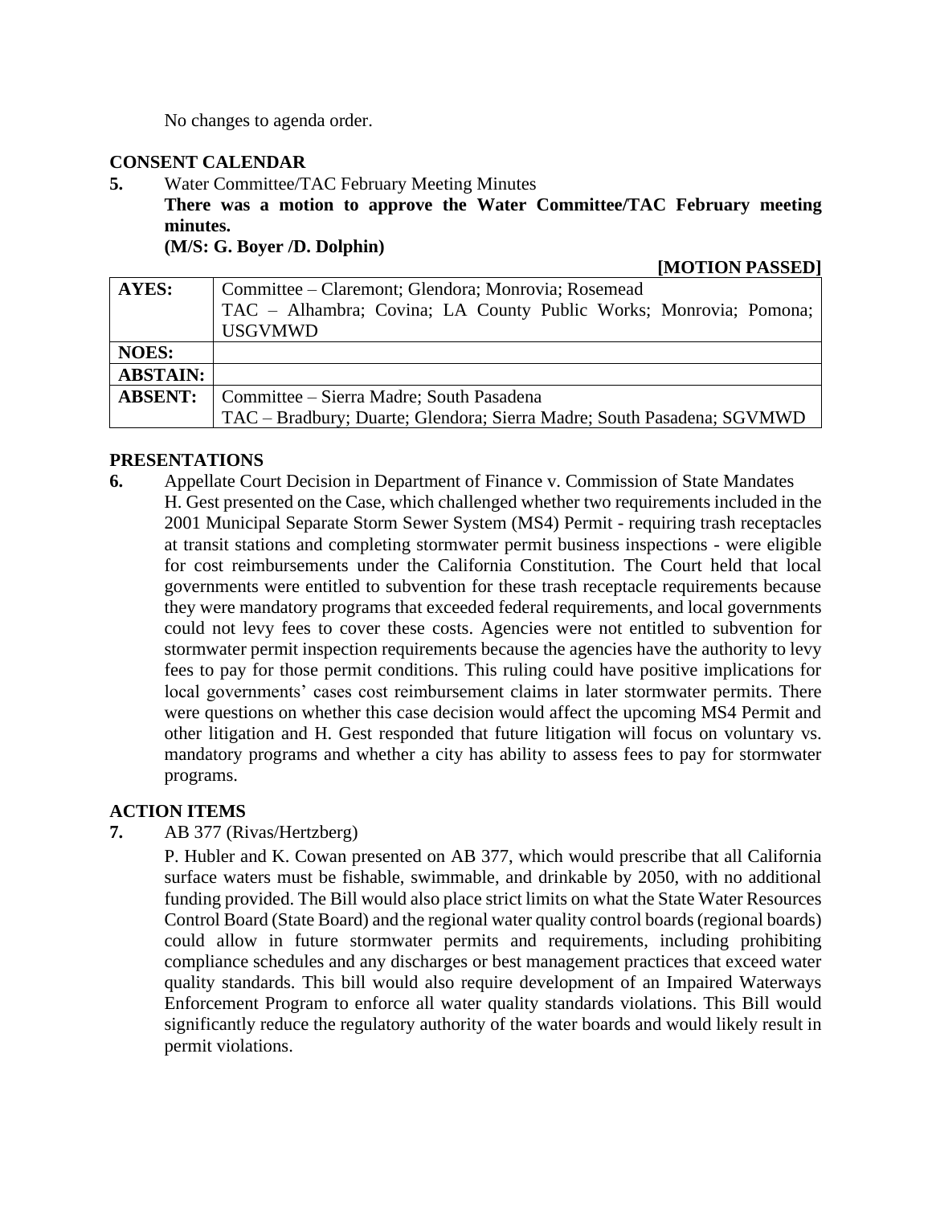No changes to agenda order.

## CONSENT CALENDAR

**5.** Water Committee/TAC February Meeting Minutes

**There was a motion to approve the Water Committee/TAC February meeting minutes.**
**(M/S: G. Boyer /D. Dolphin)**

**[MOTION PASSED]**

| | |
|---|---|
| **AYES:** | Committee – Claremont; Glendora; Monrovia; Rosemead<br>TAC – Alhambra; Covina; LA County Public Works; Monrovia; Pomona; USGVMWD |
| **NOES:** | |
| **ABSTAIN:** | |
| **ABSENT:** | Committee – Sierra Madre; South Pasadena<br>TAC – Bradbury; Duarte; Glendora; Sierra Madre; South Pasadena; SGVMWD |

## PRESENTATIONS

**6.** Appellate Court Decision in Department of Finance v. Commission of State Mandates

H. Gest presented on the Case, which challenged whether two requirements included in the 2001 Municipal Separate Storm Sewer System (MS4) Permit - requiring trash receptacles at transit stations and completing stormwater permit business inspections - were eligible for cost reimbursements under the California Constitution. The Court held that local governments were entitled to subvention for these trash receptacle requirements because they were mandatory programs that exceeded federal requirements, and local governments could not levy fees to cover these costs. Agencies were not entitled to subvention for stormwater permit inspection requirements because the agencies have the authority to levy fees to pay for those permit conditions. This ruling could have positive implications for local governments' cases cost reimbursement claims in later stormwater permits. There were questions on whether this case decision would affect the upcoming MS4 Permit and other litigation and H. Gest responded that future litigation will focus on voluntary vs. mandatory programs and whether a city has ability to assess fees to pay for stormwater programs.

## ACTION ITEMS

**7.** AB 377 (Rivas/Hertzberg)

P. Hubler and K. Cowan presented on AB 377, which would prescribe that all California surface waters must be fishable, swimmable, and drinkable by 2050, with no additional funding provided. The Bill would also place strict limits on what the State Water Resources Control Board (State Board) and the regional water quality control boards (regional boards) could allow in future stormwater permits and requirements, including prohibiting compliance schedules and any discharges or best management practices that exceed water quality standards. This bill would also require development of an Impaired Waterways Enforcement Program to enforce all water quality standards violations. This Bill would significantly reduce the regulatory authority of the water boards and would likely result in permit violations.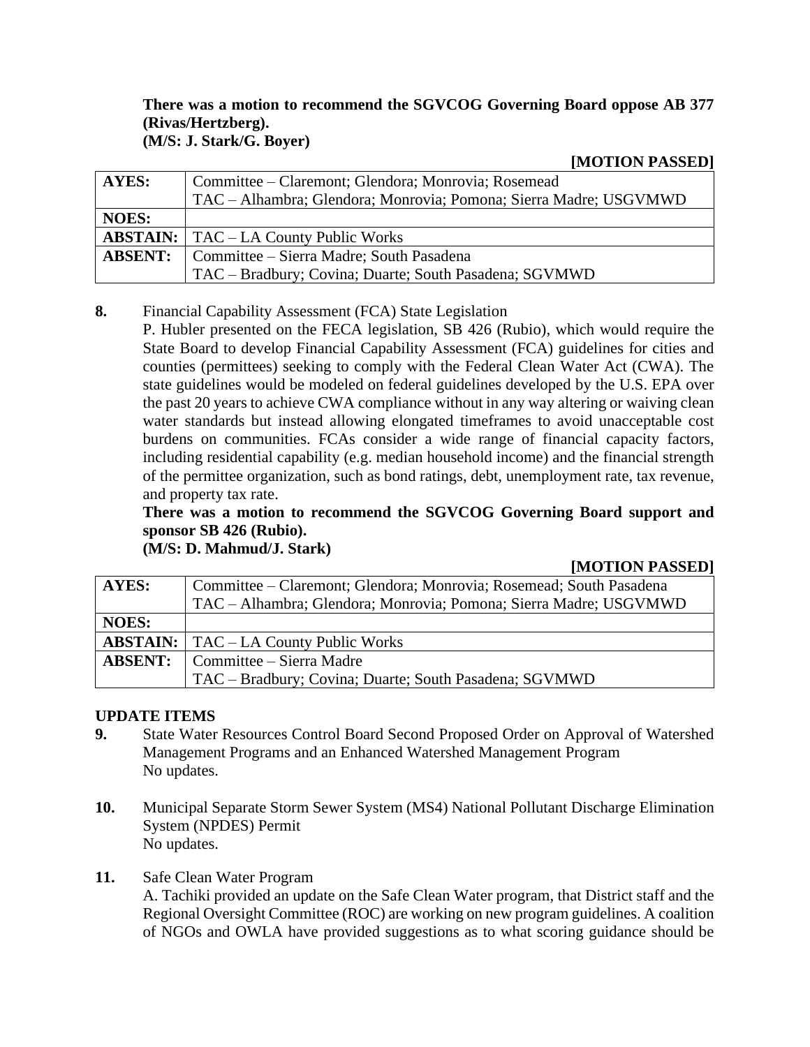**There was a motion to recommend the SGVCOG Governing Board oppose AB 377 (Rivas/Hertzberg).**
**(M/S: J. Stark/G. Boyer)**

**[MOTION PASSED]**

| | |
|---|---|
| **AYES:** | Committee – Claremont; Glendora; Monrovia; Rosemead<br>TAC – Alhambra; Glendora; Monrovia; Pomona; Sierra Madre; USGVMWD |
| **NOES:** | |
| **ABSTAIN:** | TAC – LA County Public Works |
| **ABSENT:** | Committee – Sierra Madre; South Pasadena<br>TAC – Bradbury; Covina; Duarte; South Pasadena; SGVMWD |

**8.** Financial Capability Assessment (FCA) State Legislation

P. Hubler presented on the FECA legislation, SB 426 (Rubio), which would require the State Board to develop Financial Capability Assessment (FCA) guidelines for cities and counties (permittees) seeking to comply with the Federal Clean Water Act (CWA). The state guidelines would be modeled on federal guidelines developed by the U.S. EPA over the past 20 years to achieve CWA compliance without in any way altering or waiving clean water standards but instead allowing elongated timeframes to avoid unacceptable cost burdens on communities. FCAs consider a wide range of financial capacity factors, including residential capability (e.g. median household income) and the financial strength of the permittee organization, such as bond ratings, debt, unemployment rate, tax revenue, and property tax rate.

**There was a motion to recommend the SGVCOG Governing Board support and sponsor SB 426 (Rubio).**
**(M/S: D. Mahmud/J. Stark)**

**[MOTION PASSED]**

| | |
|---|---|
| **AYES:** | Committee – Claremont; Glendora; Monrovia; Rosemead; South Pasadena<br>TAC – Alhambra; Glendora; Monrovia; Pomona; Sierra Madre; USGVMWD |
| **NOES:** | |
| **ABSTAIN:** | TAC – LA County Public Works |
| **ABSENT:** | Committee – Sierra Madre<br>TAC – Bradbury; Covina; Duarte; South Pasadena; SGVMWD |

**UPDATE ITEMS**

**9.** State Water Resources Control Board Second Proposed Order on Approval of Watershed Management Programs and an Enhanced Watershed Management Program
No updates.

**10.** Municipal Separate Storm Sewer System (MS4) National Pollutant Discharge Elimination System (NPDES) Permit
No updates.

**11.** Safe Clean Water Program
A. Tachiki provided an update on the Safe Clean Water program, that District staff and the Regional Oversight Committee (ROC) are working on new program guidelines. A coalition of NGOs and OWLA have provided suggestions as to what scoring guidance should be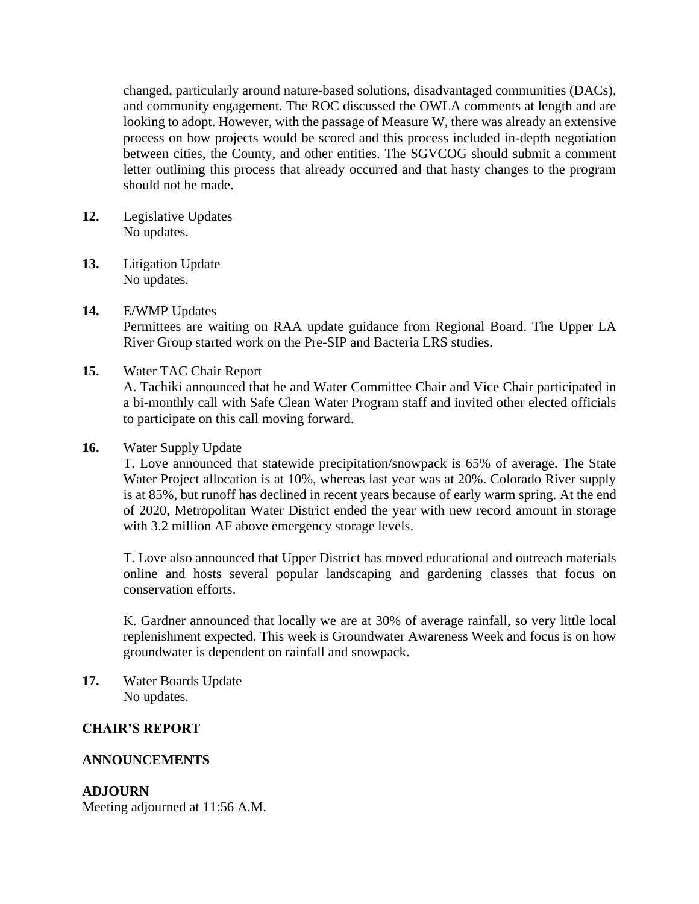changed, particularly around nature-based solutions, disadvantaged communities (DACs), and community engagement. The ROC discussed the OWLA comments at length and are looking to adopt. However, with the passage of Measure W, there was already an extensive process on how projects would be scored and this process included in-depth negotiation between cities, the County, and other entities. The SGVCOG should submit a comment letter outlining this process that already occurred and that hasty changes to the program should not be made.

**12.** Legislative Updates
No updates.

**13.** Litigation Update
No updates.

**14.** E/WMP Updates
Permittees are waiting on RAA update guidance from Regional Board. The Upper LA River Group started work on the Pre-SIP and Bacteria LRS studies.

**15.** Water TAC Chair Report
A. Tachiki announced that he and Water Committee Chair and Vice Chair participated in a bi-monthly call with Safe Clean Water Program staff and invited other elected officials to participate on this call moving forward.

**16.** Water Supply Update
T. Love announced that statewide precipitation/snowpack is 65% of average. The State Water Project allocation is at 10%, whereas last year was at 20%. Colorado River supply is at 85%, but runoff has declined in recent years because of early warm spring. At the end of 2020, Metropolitan Water District ended the year with new record amount in storage with 3.2 million AF above emergency storage levels.

T. Love also announced that Upper District has moved educational and outreach materials online and hosts several popular landscaping and gardening classes that focus on conservation efforts.

K. Gardner announced that locally we are at 30% of average rainfall, so very little local replenishment expected. This week is Groundwater Awareness Week and focus is on how groundwater is dependent on rainfall and snowpack.

**17.** Water Boards Update
No updates.

**CHAIR'S REPORT**

**ANNOUNCEMENTS**

**ADJOURN**
Meeting adjourned at 11:56 A.M.